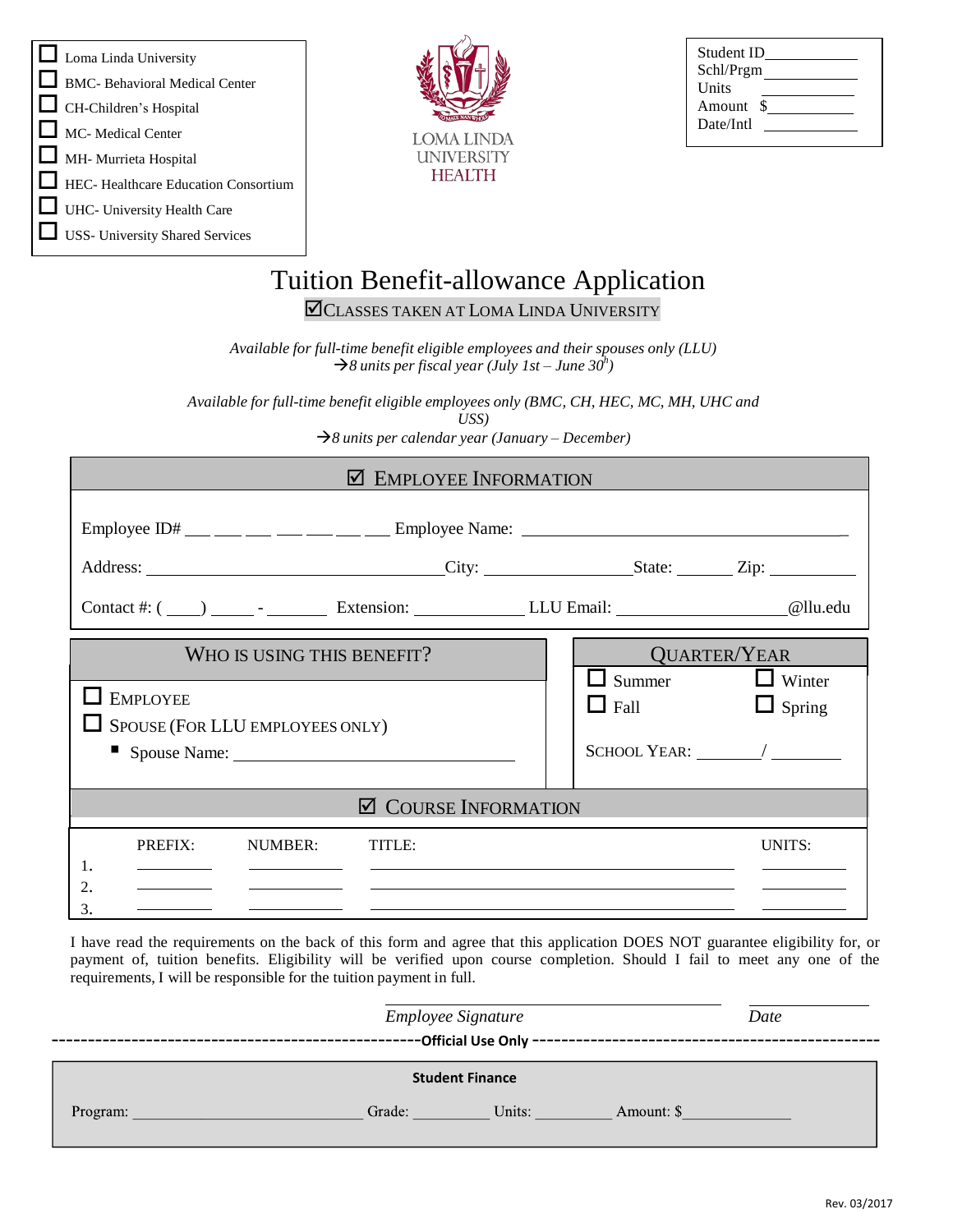- ☐ Loma Linda University
- ☐ BMC- Behavioral Medical Center
- ☐ CH-Children's Hospital
- ☐ MC- Medical Center
- ☐ MH- Murrieta Hospital
- ☐ HEC- Healthcare Education Consortium
- ☐ UHC- University Health Care
- ☐ USS- University Shared Services

LOMA LINDA UNIVERSITY HEALTH

Student ID\_\_\_\_\_\_\_\_\_\_
Schl/Prgm\_\_\_\_\_\_\_\_\_\_
Units \_\_\_\_\_\_\_\_\_\_
Amount $\_\_\_\_\_\_\_\_\_\_
Date/Intl \_\_\_\_\_\_\_\_\_\_

# Tuition Benefit-allowance Application

☑CLASSES TAKEN AT LOMA LINDA UNIVERSITY

*Available for full-time benefit eligible employees and their spouses only (LLU)*
*→8 units per fiscal year (July 1st – June 30th)*

*Available for full-time benefit eligible employees only (BMC, CH, HEC, MC, MH, UHC and USS)*
*→8 units per calendar year (January – December)*

## ☑ EMPLOYEE INFORMATION

Employee ID# \_\_ \_\_ \_\_ \_\_ \_\_ \_\_ \_\_ Employee Name: \_\_\_\_\_\_\_\_\_\_\_\_\_\_\_\_\_\_\_\_

Address: \_\_\_\_\_\_\_\_\_\_\_\_\_\_\_\_\_\_ City: \_\_\_\_\_\_\_\_\_\_ State: \_\_\_\_\_ Zip: \_\_\_\_\_\_

Contact #: ( \_\_\_ ) \_\_\_\_ - \_\_\_\_\_ Extension: \_\_\_\_\_\_\_\_ LLU Email: \_\_\_\_\_\_\_\_\_\_\_@llu.edu

## WHO IS USING THIS BENEFIT?

- ☐ EMPLOYEE
- ☐ SPOUSE (FOR LLU EMPLOYEES ONLY)
  - Spouse Name: \_\_\_\_\_\_\_\_\_\_\_\_\_\_\_\_\_\_\_\_

## QUARTER/YEAR

- ☐ Summer
- ☐ Winter
- ☐ Fall
- ☐ Spring

SCHOOL YEAR: \_\_\_\_\_\_ / \_\_\_\_\_\_

## ☑ COURSE INFORMATION

| | PREFIX: | NUMBER: | TITLE: | UNITS: |
|---|---|---|---|---|
| 1. | | | | |
| 2. | | | | |
| 3. | | | | |

I have read the requirements on the back of this form and agree that this application DOES NOT guarantee eligibility for, or payment of, tuition benefits. Eligibility will be verified upon course completion. Should I fail to meet any one of the requirements, I will be responsible for the tuition payment in full.

\_\_\_\_\_\_\_\_\_\_\_\_\_\_\_\_\_\_\_\_ \_\_\_\_\_\_\_\_\_\_
*Employee Signature* *Date*

--- **Official Use Only** ---

**Student Finance**

Program: \_\_\_\_\_\_\_\_\_\_\_\_\_\_ Grade: \_\_\_\_\_\_ Units: \_\_\_\_\_\_ Amount: $\_\_\_\_\_\_\_\_

Rev. 03/2017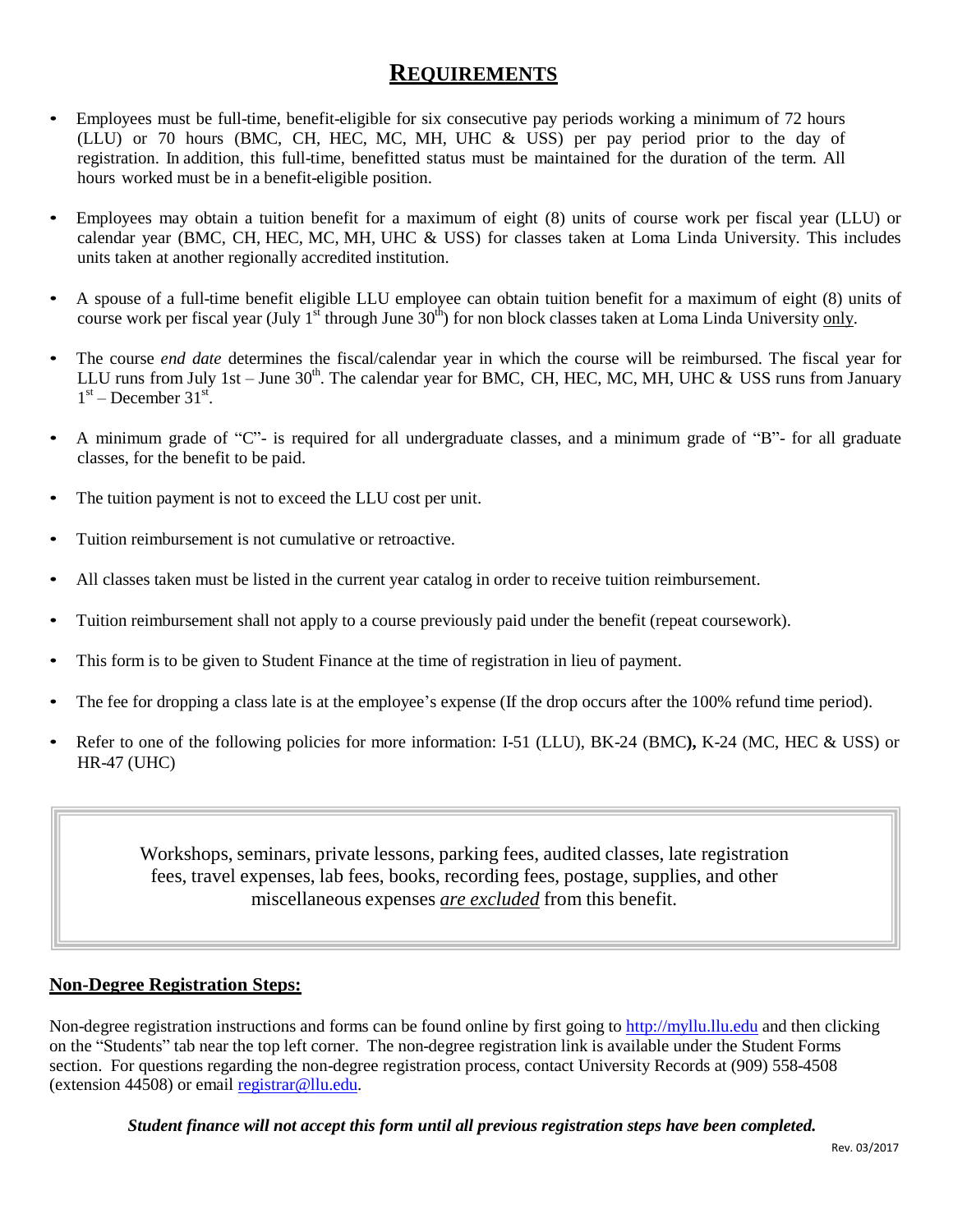# REQUIREMENTS

- Employees must be full-time, benefit-eligible for six consecutive pay periods working a minimum of 72 hours (LLU) or 70 hours (BMC, CH, HEC, MC, MH, UHC & USS) per pay period prior to the day of registration. In addition, this full-time, benefitted status must be maintained for the duration of the term. All hours worked must be in a benefit-eligible position.
- Employees may obtain a tuition benefit for a maximum of eight (8) units of course work per fiscal year (LLU) or calendar year (BMC, CH, HEC, MC, MH, UHC & USS) for classes taken at Loma Linda University. This includes units taken at another regionally accredited institution.
- A spouse of a full-time benefit eligible LLU employee can obtain tuition benefit for a maximum of eight (8) units of course work per fiscal year (July 1st through June 30th) for non block classes taken at Loma Linda University only.
- The course *end date* determines the fiscal/calendar year in which the course will be reimbursed. The fiscal year for LLU runs from July 1st – June 30th. The calendar year for BMC, CH, HEC, MC, MH, UHC & USS runs from January 1st – December 31st.
- A minimum grade of "C"- is required for all undergraduate classes, and a minimum grade of "B"- for all graduate classes, for the benefit to be paid.
- The tuition payment is not to exceed the LLU cost per unit.
- Tuition reimbursement is not cumulative or retroactive.
- All classes taken must be listed in the current year catalog in order to receive tuition reimbursement.
- Tuition reimbursement shall not apply to a course previously paid under the benefit (repeat coursework).
- This form is to be given to Student Finance at the time of registration in lieu of payment.
- The fee for dropping a class late is at the employee's expense (If the drop occurs after the 100% refund time period).
- Refer to one of the following policies for more information: I-51 (LLU), BK-24 (BMC**),** K-24 (MC, HEC & USS) or HR-47 (UHC)

> Workshops, seminars, private lessons, parking fees, audited classes, late registration fees, travel expenses, lab fees, books, recording fees, postage, supplies, and other miscellaneous expenses ***are excluded*** from this benefit.

## Non-Degree Registration Steps:

Non-degree registration instructions and forms can be found online by first going to http://myllu.llu.edu and then clicking on the "Students" tab near the top left corner. The non-degree registration link is available under the Student Forms section. For questions regarding the non-degree registration process, contact University Records at (909) 558-4508 (extension 44508) or email registrar@llu.edu.

***Student finance will not accept this form until all previous registration steps have been completed.***

Rev. 03/2017